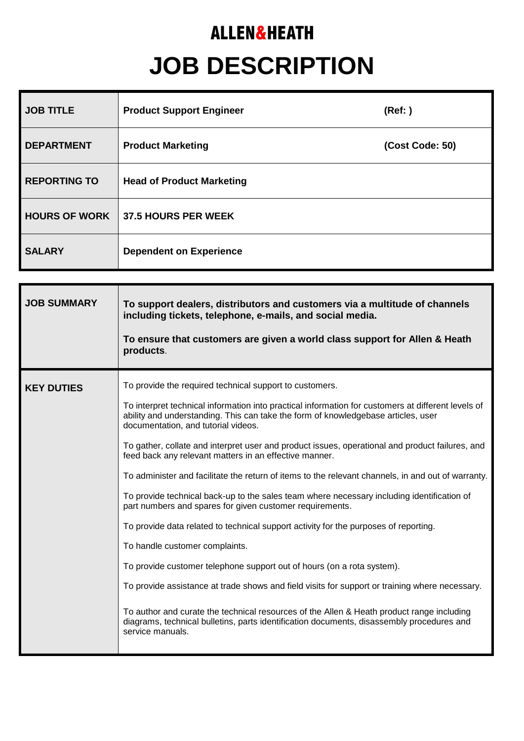# ALLEN&HEATH

# JOB DESCRIPTION

| | | |
|---|---|---|
| **JOB TITLE** | **Product Support Engineer** | **(Ref: )** |
| **DEPARTMENT** | **Product Marketing** | **(Cost Code: 50)** |
| **REPORTING TO** | **Head of Product Marketing** | |
| **HOURS OF WORK** | **37.5 HOURS PER WEEK** | |
| **SALARY** | **Dependent on Experience** | |

| | |
|---|---|
| **JOB SUMMARY** | **To support dealers, distributors and customers via a multitude of channels including tickets, telephone, e-mails, and social media.**<br><br>**To ensure that customers are given a world class support for Allen & Heath products**. |
| **KEY DUTIES** | To provide the required technical support to customers.<br><br>To interpret technical information into practical information for customers at different levels of ability and understanding. This can take the form of knowledgebase articles, user documentation, and tutorial videos.<br><br>To gather, collate and interpret user and product issues, operational and product failures, and feed back any relevant matters in an effective manner.<br><br>To administer and facilitate the return of items to the relevant channels, in and out of warranty.<br><br>To provide technical back-up to the sales team where necessary including identification of part numbers and spares for given customer requirements.<br><br>To provide data related to technical support activity for the purposes of reporting.<br><br>To handle customer complaints.<br><br>To provide customer telephone support out of hours (on a rota system).<br><br>To provide assistance at trade shows and field visits for support or training where necessary.<br><br>To author and curate the technical resources of the Allen & Heath product range including diagrams, technical bulletins, parts identification documents, disassembly procedures and service manuals. |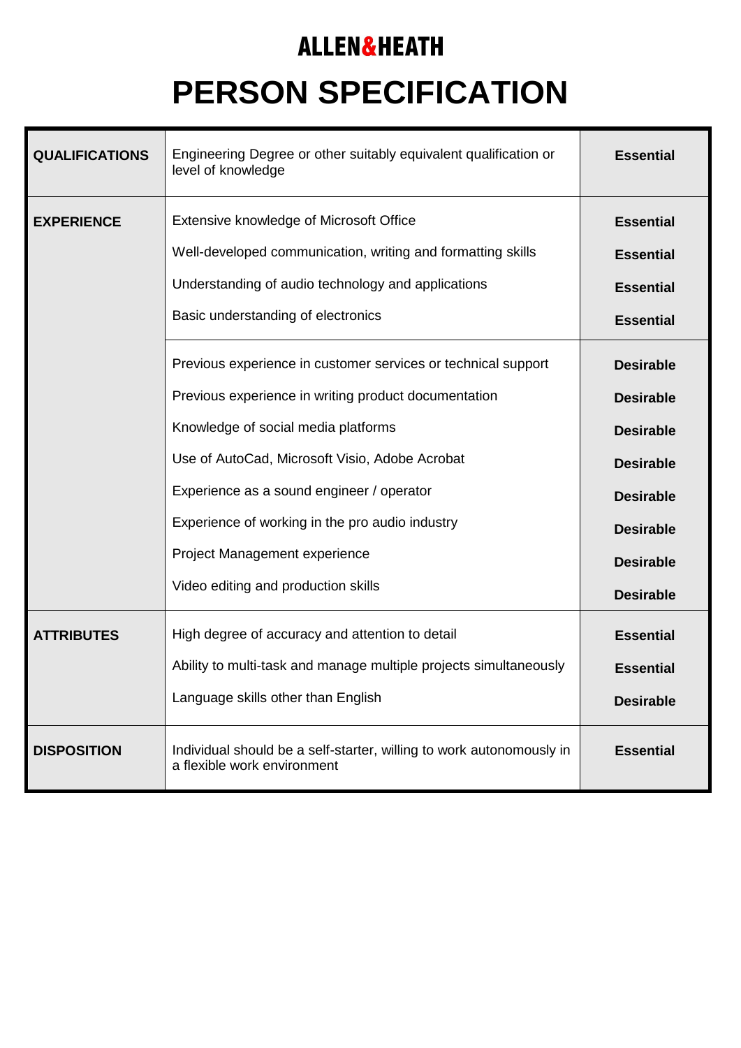**ALLEN&HEATH**

# PERSON SPECIFICATION

| | | |
|---|---|---|
| **QUALIFICATIONS** | Engineering Degree or other suitably equivalent qualification or level of knowledge | **Essential** |
| **EXPERIENCE** | Extensive knowledge of Microsoft Office | **Essential** |
| | Well-developed communication, writing and formatting skills | **Essential** |
| | Understanding of audio technology and applications | **Essential** |
| | Basic understanding of electronics | **Essential** |
| | Previous experience in customer services or technical support | **Desirable** |
| | Previous experience in writing product documentation | **Desirable** |
| | Knowledge of social media platforms | **Desirable** |
| | Use of AutoCad, Microsoft Visio, Adobe Acrobat | **Desirable** |
| | Experience as a sound engineer / operator | **Desirable** |
| | Experience of working in the pro audio industry | **Desirable** |
| | Project Management experience | **Desirable** |
| | Video editing and production skills | **Desirable** |
| **ATTRIBUTES** | High degree of accuracy and attention to detail | **Essential** |
| | Ability to multi-task and manage multiple projects simultaneously | **Essential** |
| | Language skills other than English | **Desirable** |
| **DISPOSITION** | Individual should be a self-starter, willing to work autonomously in a flexible work environment | **Essential** |